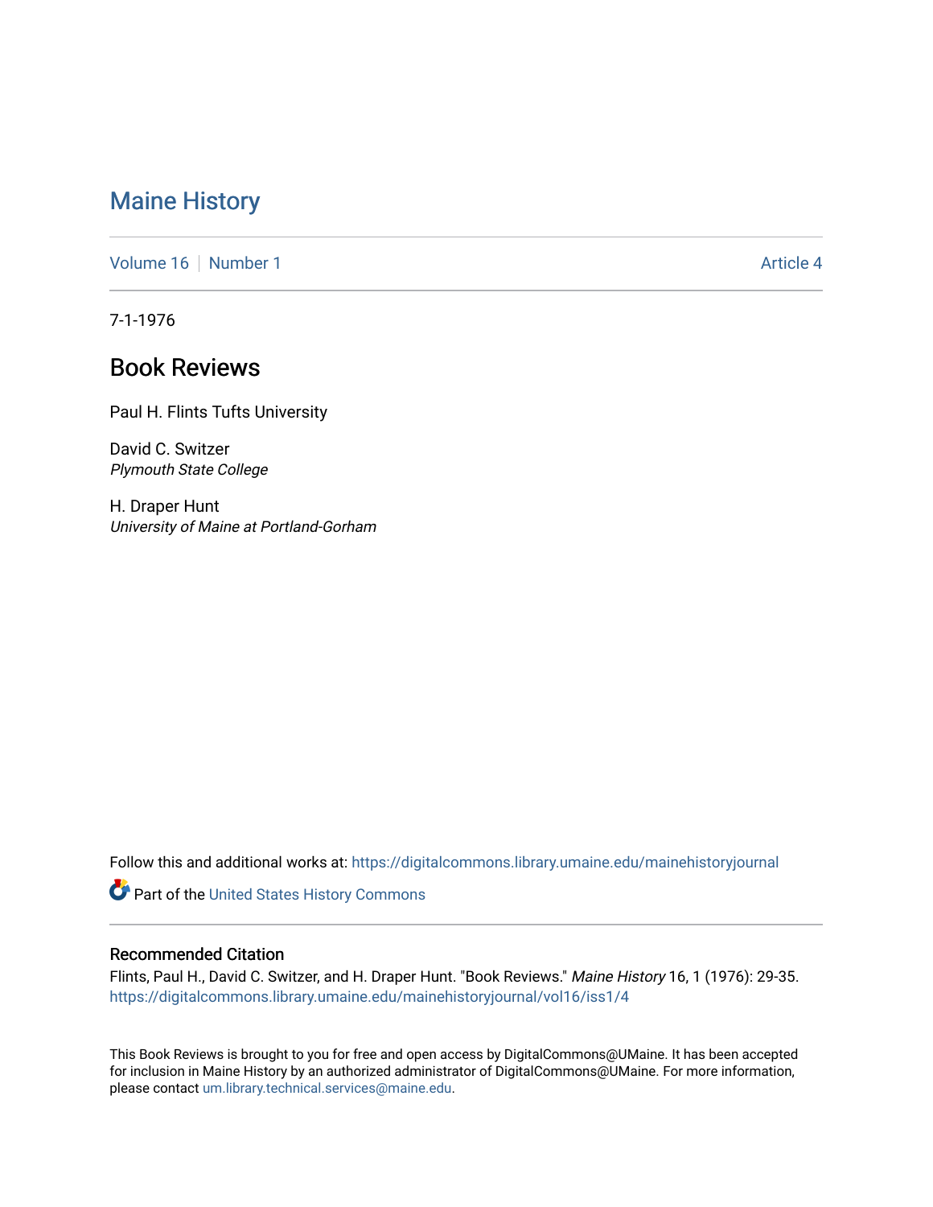# Maine History

Volume 16 | Number 1 Article 4

7-1-1976

## Book Reviews

Paul H. Flints Tufts University

David C. Switzer
*Plymouth State College*

H. Draper Hunt
*University of Maine at Portland-Gorham*

Follow this and additional works at: https://digitalcommons.library.umaine.edu/mainehistoryjournal

Part of the United States History Commons

### Recommended Citation

Flints, Paul H., David C. Switzer, and H. Draper Hunt. "Book Reviews." *Maine History* 16, 1 (1976): 29-35.
https://digitalcommons.library.umaine.edu/mainehistoryjournal/vol16/iss1/4

This Book Reviews is brought to you for free and open access by DigitalCommons@UMaine. It has been accepted for inclusion in Maine History by an authorized administrator of DigitalCommons@UMaine. For more information, please contact um.library.technical.services@maine.edu.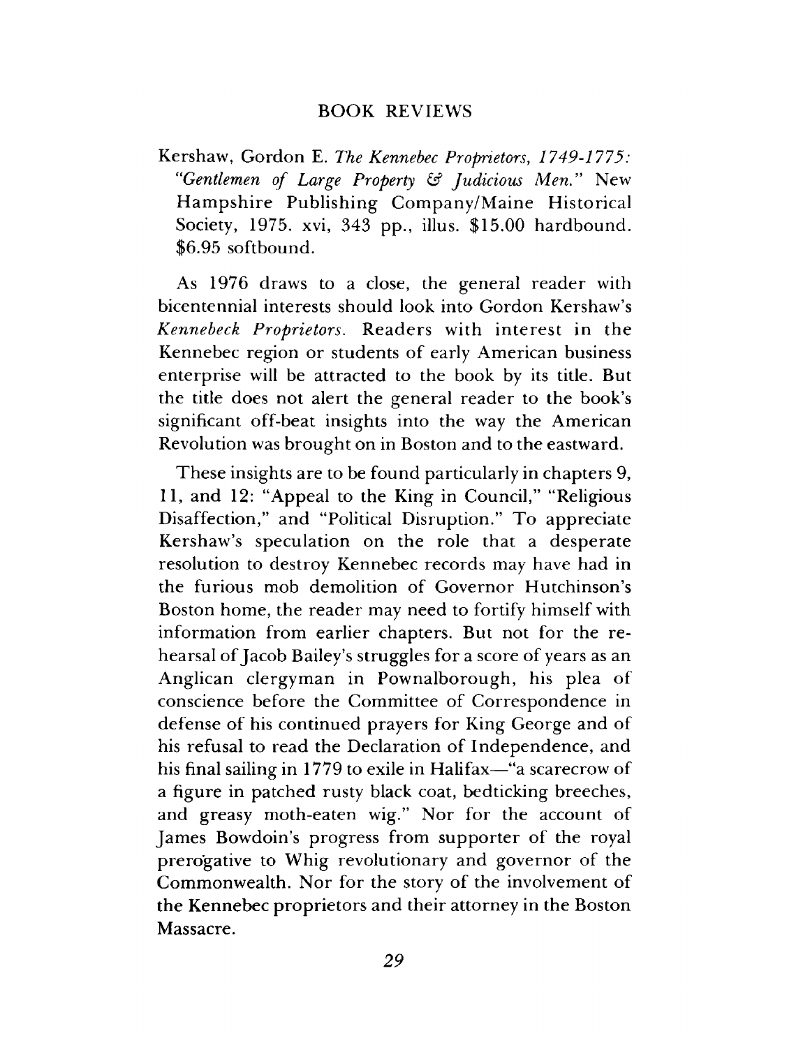## BOOK REVIEWS

Kershaw, Gordon E. *The Kennebec Proprietors, 1749-1775: "Gentlemen of Large Property & Judicious Men."* New Hampshire Publishing Company/Maine Historical Society, 1975. xvi, 343 pp., illus. $15.00 hardbound. $6.95 softbound.

As 1976 draws to a close, the general reader with bicentennial interests should look into Gordon Kershaw's *Kennebeck Proprietors.* Readers with interest in the Kennebec region or students of early American business enterprise will be attracted to the book by its title. But the title does not alert the general reader to the book's significant off-beat insights into the way the American Revolution was brought on in Boston and to the eastward.

These insights are to be found particularly in chapters 9, 11, and 12: "Appeal to the King in Council," "Religious Disaffection," and "Political Disruption." To appreciate Kershaw's speculation on the role that a desperate resolution to destroy Kennebec records may have had in the furious mob demolition of Governor Hutchinson's Boston home, the reader may need to fortify himself with information from earlier chapters. But not for the rehearsal of Jacob Bailey's struggles for a score of years as an Anglican clergyman in Pownalborough, his plea of conscience before the Committee of Correspondence in defense of his continued prayers for King George and of his refusal to read the Declaration of Independence, and his final sailing in 1779 to exile in Halifax—"a scarecrow of a figure in patched rusty black coat, bedticking breeches, and greasy moth-eaten wig." Nor for the account of James Bowdoin's progress from supporter of the royal prerogative to Whig revolutionary and governor of the Commonwealth. Nor for the story of the involvement of the Kennebec proprietors and their attorney in the Boston Massacre.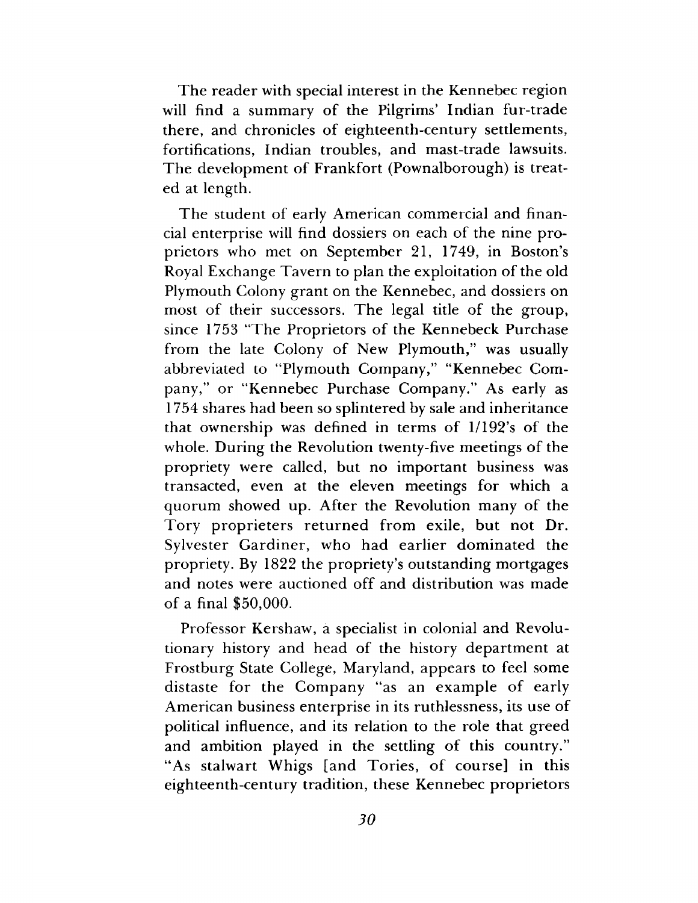The reader with special interest in the Kennebec region will find a summary of the Pilgrims' Indian fur-trade there, and chronicles of eighteenth-century settlements, fortifications, Indian troubles, and mast-trade lawsuits. The development of Frankfort (Pownalborough) is treated at length.

The student of early American commercial and financial enterprise will find dossiers on each of the nine proprietors who met on September 21, 1749, in Boston's Royal Exchange Tavern to plan the exploitation of the old Plymouth Colony grant on the Kennebec, and dossiers on most of their successors. The legal title of the group, since 1753 "The Proprietors of the Kennebeck Purchase from the late Colony of New Plymouth," was usually abbreviated to "Plymouth Company," "Kennebec Company," or "Kennebec Purchase Company." As early as 1754 shares had been so splintered by sale and inheritance that ownership was defined in terms of 1/192's of the whole. During the Revolution twenty-five meetings of the propriety were called, but no important business was transacted, even at the eleven meetings for which a quorum showed up. After the Revolution many of the Tory proprieters returned from exile, but not Dr. Sylvester Gardiner, who had earlier dominated the propriety. By 1822 the propriety's outstanding mortgages and notes were auctioned off and distribution was made of a final $50,000.

Professor Kershaw, a specialist in colonial and Revolutionary history and head of the history department at Frostburg State College, Maryland, appears to feel some distaste for the Company "as an example of early American business enterprise in its ruthlessness, its use of political influence, and its relation to the role that greed and ambition played in the settling of this country." "As stalwart Whigs [and Tories, of course] in this eighteenth-century tradition, these Kennebec proprietors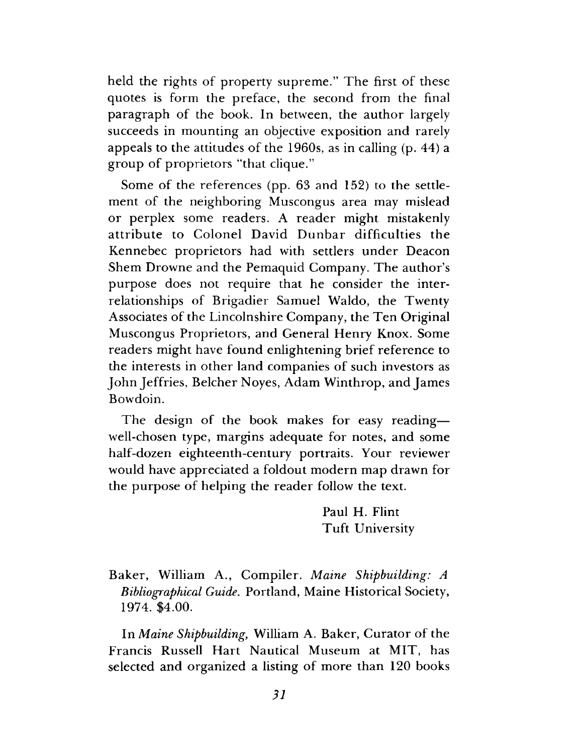held the rights of property supreme." The first of these quotes is form the preface, the second from the final paragraph of the book. In between, the author largely succeeds in mounting an objective exposition and rarely appeals to the attitudes of the 1960s, as in calling (p. 44) a group of proprietors "that clique."

Some of the references (pp. 63 and 152) to the settlement of the neighboring Muscongus area may mislead or perplex some readers. A reader might mistakenly attribute to Colonel David Dunbar difficulties the Kennebec proprietors had with settlers under Deacon Shem Drowne and the Pemaquid Company. The author's purpose does not require that he consider the interrelationships of Brigadier Samuel Waldo, the Twenty Associates of the Lincolnshire Company, the Ten Original Muscongus Proprietors, and General Henry Knox. Some readers might have found enlightening brief reference to the interests in other land companies of such investors as John Jeffries, Belcher Noyes, Adam Winthrop, and James Bowdoin.

The design of the book makes for easy reading—well-chosen type, margins adequate for notes, and some half-dozen eighteenth-century portraits. Your reviewer would have appreciated a foldout modern map drawn for the purpose of helping the reader follow the text.

Paul H. Flint
Tuft University

Baker, William A., Compiler. *Maine Shipbuilding: A Bibliographical Guide.* Portland, Maine Historical Society, 1974. $4.00.

In *Maine Shipbuilding,* William A. Baker, Curator of the Francis Russell Hart Nautical Museum at MIT, has selected and organized a listing of more than 120 books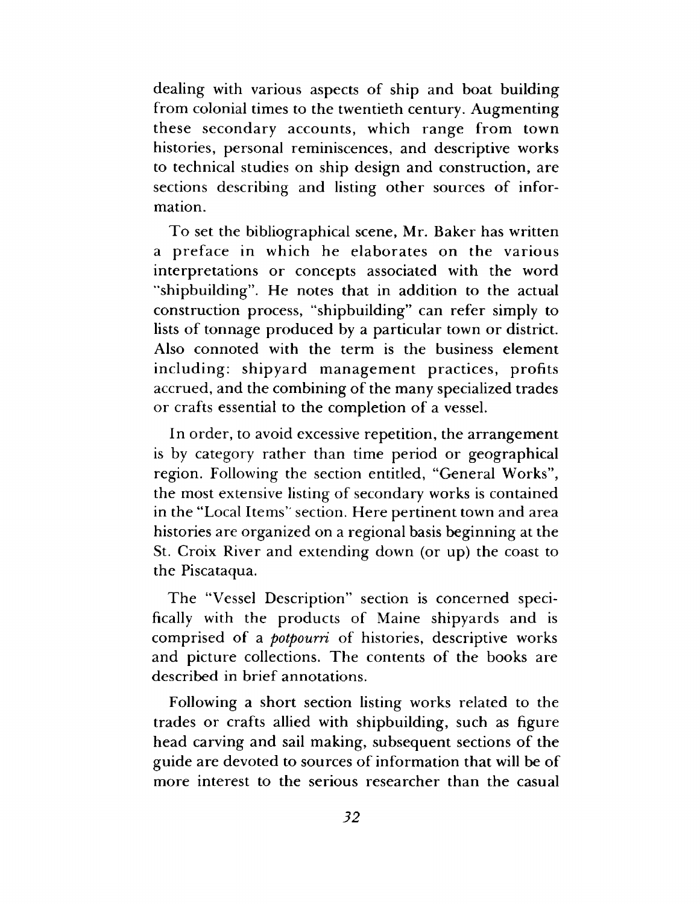dealing with various aspects of ship and boat building from colonial times to the twentieth century. Augmenting these secondary accounts, which range from town histories, personal reminiscences, and descriptive works to technical studies on ship design and construction, are sections describing and listing other sources of information.

To set the bibliographical scene, Mr. Baker has written a preface in which he elaborates on the various interpretations or concepts associated with the word "shipbuilding". He notes that in addition to the actual construction process, "shipbuilding" can refer simply to lists of tonnage produced by a particular town or district. Also connoted with the term is the business element including: shipyard management practices, profits accrued, and the combining of the many specialized trades or crafts essential to the completion of a vessel.

In order, to avoid excessive repetition, the arrangement is by category rather than time period or geographical region. Following the section entitled, "General Works", the most extensive listing of secondary works is contained in the "Local Items" section. Here pertinent town and area histories are organized on a regional basis beginning at the St. Croix River and extending down (or up) the coast to the Piscataqua.

The "Vessel Description" section is concerned specifically with the products of Maine shipyards and is comprised of a *potpourri* of histories, descriptive works and picture collections. The contents of the books are described in brief annotations.

Following a short section listing works related to the trades or crafts allied with shipbuilding, such as figure head carving and sail making, subsequent sections of the guide are devoted to sources of information that will be of more interest to the serious researcher than the casual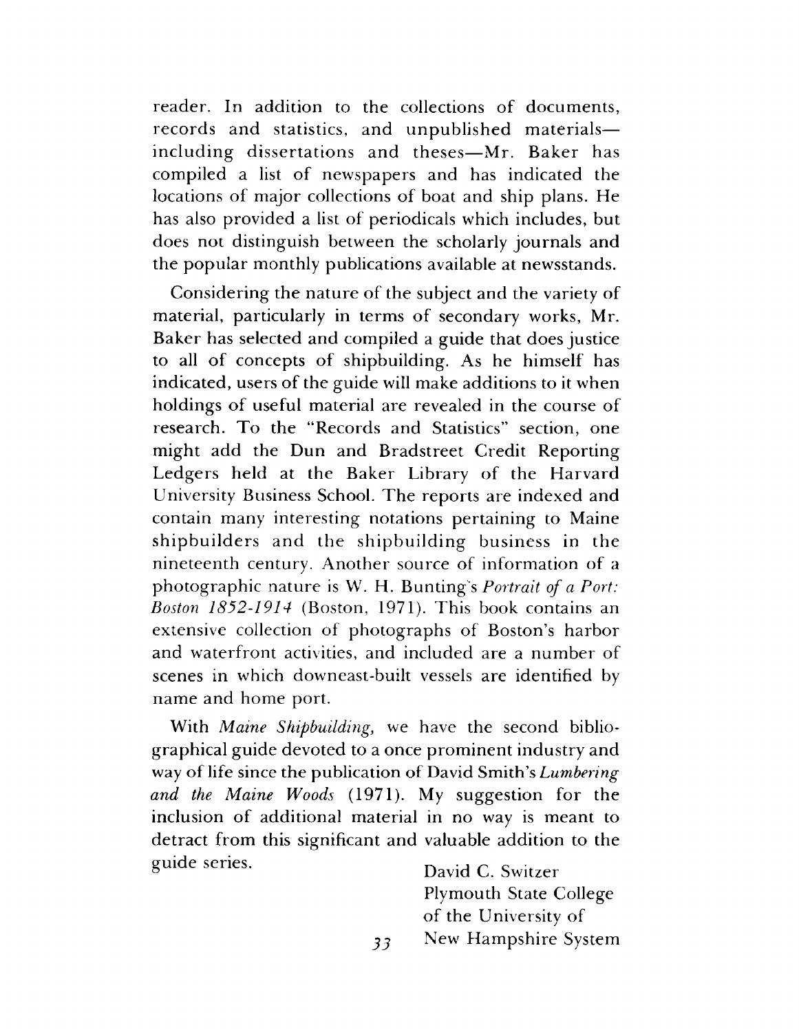reader. In addition to the collections of documents, records and statistics, and unpublished materials—including dissertations and theses—Mr. Baker has compiled a list of newspapers and has indicated the locations of major collections of boat and ship plans. He has also provided a list of periodicals which includes, but does not distinguish between the scholarly journals and the popular monthly publications available at newsstands.

Considering the nature of the subject and the variety of material, particularly in terms of secondary works, Mr. Baker has selected and compiled a guide that does justice to all of concepts of shipbuilding. As he himself has indicated, users of the guide will make additions to it when holdings of useful material are revealed in the course of research. To the "Records and Statistics" section, one might add the Dun and Bradstreet Credit Reporting Ledgers held at the Baker Library of the Harvard University Business School. The reports are indexed and contain many interesting notations pertaining to Maine shipbuilders and the shipbuilding business in the nineteenth century. Another source of information of a photographic nature is W. H. Bunting's *Portrait of a Port: Boston 1852-1914* (Boston, 1971). This book contains an extensive collection of photographs of Boston's harbor and waterfront activities, and included are a number of scenes in which downeast-built vessels are identified by name and home port.

With *Maine Shipbuilding,* we have the second bibliographical guide devoted to a once prominent industry and way of life since the publication of David Smith's *Lumbering and the Maine Woods* (1971). My suggestion for the inclusion of additional material in no way is meant to detract from this significant and valuable addition to the guide series.

David C. Switzer
Plymouth State College
of the University of
New Hampshire System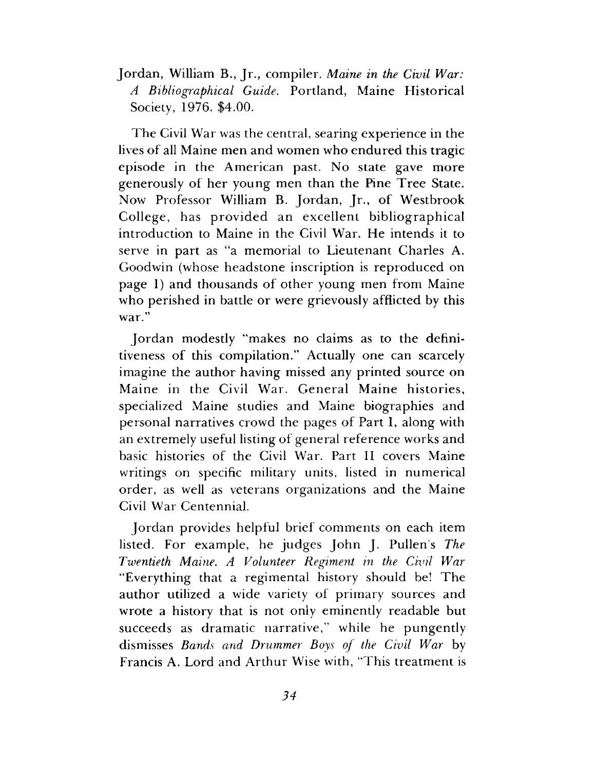Jordan, William B., Jr., compiler. *Maine in the Civil War: A Bibliographical Guide*. Portland, Maine Historical Society, 1976. $4.00.

The Civil War was the central, searing experience in the lives of all Maine men and women who endured this tragic episode in the American past. No state gave more generously of her young men than the Pine Tree State. Now Professor William B. Jordan, Jr., of Westbrook College, has provided an excellent bibliographical introduction to Maine in the Civil War. He intends it to serve in part as "a memorial to Lieutenant Charles A. Goodwin (whose headstone inscription is reproduced on page 1) and thousands of other young men from Maine who perished in battle or were grievously afflicted by this war."

Jordan modestly "makes no claims as to the definitiveness of this compilation." Actually one can scarcely imagine the author having missed any printed source on Maine in the Civil War. General Maine histories, specialized Maine studies and Maine biographies and personal narratives crowd the pages of Part I, along with an extremely useful listing of general reference works and basic histories of the Civil War. Part II covers Maine writings on specific military units, listed in numerical order, as well as veterans organizations and the Maine Civil War Centennial.

Jordan provides helpful brief comments on each item listed. For example, he judges John J. Pullen's *The Twentieth Maine. A Volunteer Regiment in the Civil War* "Everything that a regimental history should be! The author utilized a wide variety of primary sources and wrote a history that is not only eminently readable but succeeds as dramatic narrative," while he pungently dismisses *Bands and Drummer Boys of the Civil War* by Francis A. Lord and Arthur Wise with, "This treatment is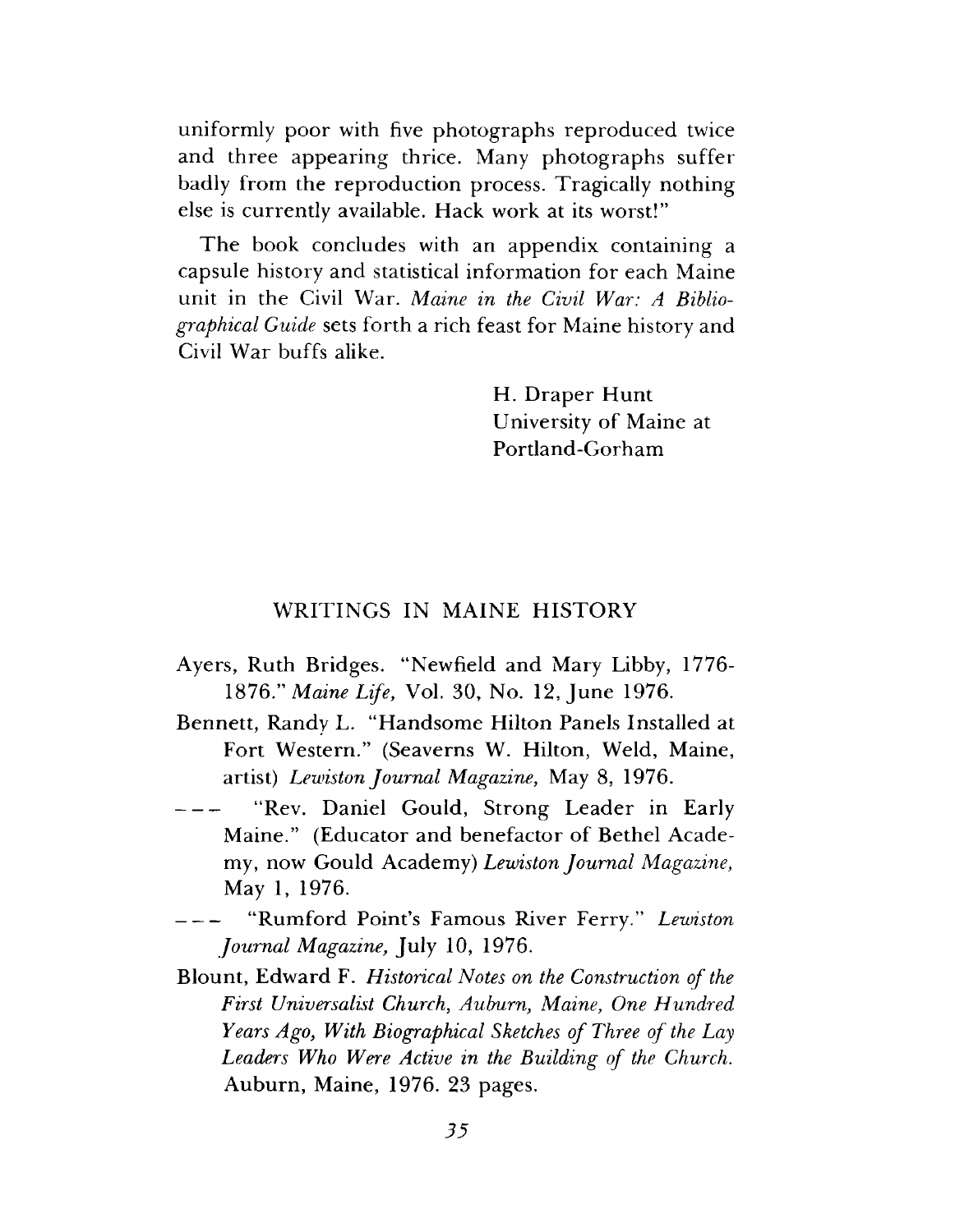uniformly poor with five photographs reproduced twice and three appearing thrice. Many photographs suffer badly from the reproduction process. Tragically nothing else is currently available. Hack work at its worst!"

The book concludes with an appendix containing a capsule history and statistical information for each Maine unit in the Civil War. *Maine in the Civil War: A Bibliographical Guide* sets forth a rich feast for Maine history and Civil War buffs alike.

H. Draper Hunt
University of Maine at
Portland-Gorham

## WRITINGS IN MAINE HISTORY

Ayers, Ruth Bridges. "Newfield and Mary Libby, 1776-1876." *Maine Life,* Vol. 30, No. 12, June 1976.

Bennett, Randy L. "Handsome Hilton Panels Installed at Fort Western." (Seaverns W. Hilton, Weld, Maine, artist) *Lewiston Journal Magazine,* May 8, 1976.

--- "Rev. Daniel Gould, Strong Leader in Early Maine." (Educator and benefactor of Bethel Academy, now Gould Academy) *Lewiston Journal Magazine,* May 1, 1976.

--- "Rumford Point's Famous River Ferry." *Lewiston Journal Magazine,* July 10, 1976.

Blount, Edward F. *Historical Notes on the Construction of the First Universalist Church, Auburn, Maine, One Hundred Years Ago, With Biographical Sketches of Three of the Lay Leaders Who Were Active in the Building of the Church.* Auburn, Maine, 1976. 23 pages.